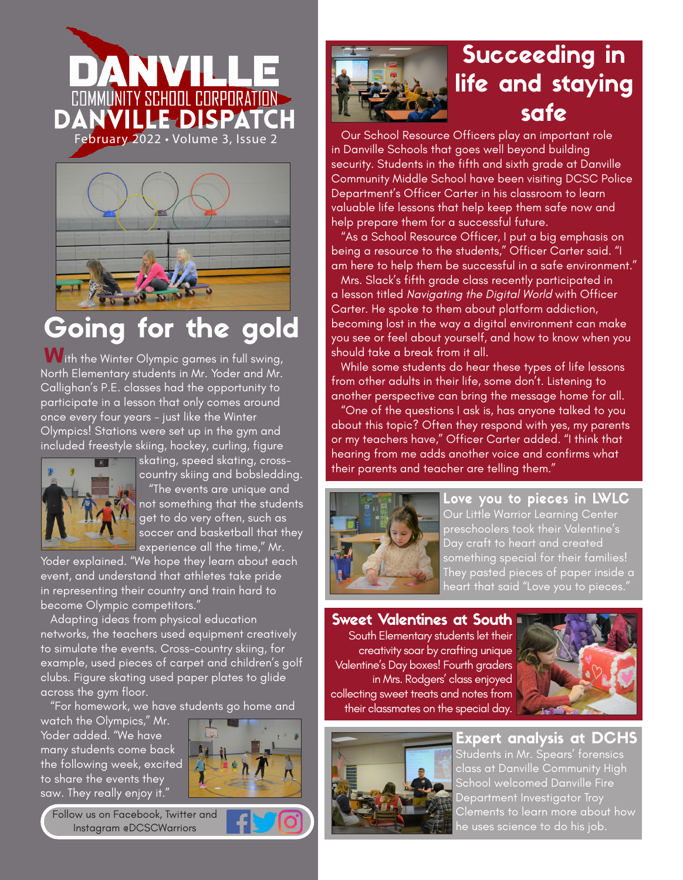# DANVILLE

COMMUNITY SCHOOL CORPORATION

# DANVILLE DISPATCH

February 2022 • Volume 3, Issue 2

## Going for the gold

With the Winter Olympic games in full swing, North Elementary students in Mr. Yoder and Mr. Callighan's P.E. classes had the opportunity to participate in a lesson that only comes around once every four years - just like the Winter Olympics! Stations were set up in the gym and included freestyle skiing, hockey, curling, figure skating, speed skating, cross-country skiing and bobsledding.

"The events are unique and not something that the students get to do very often, such as soccer and basketball that they experience all the time," Mr. Yoder explained. "We hope they learn about each event, and understand that athletes take pride in representing their country and train hard to become Olympic competitors."

Adapting ideas from physical education networks, the teachers used equipment creatively to simulate the events. Cross-country skiing, for example, used pieces of carpet and children's golf clubs. Figure skating used paper plates to glide across the gym floor.

"For homework, we have students go home and watch the Olympics," Mr. Yoder added. "We have many students come back the following week, excited to share the events they saw. They really enjoy it."

Follow us on Facebook, Twitter and Instagram @DCSCWarriors

## Succeeding in life and staying safe

Our School Resource Officers play an important role in Danville Schools that goes well beyond building security. Students in the fifth and sixth grade at Danville Community Middle School have been visiting DCSC Police Department's Officer Carter in his classroom to learn valuable life lessons that help keep them safe now and help prepare them for a successful future.

"As a School Resource Officer, I put a big emphasis on being a resource to the students," Officer Carter said. "I am here to help them be successful in a safe environment."

Mrs. Slack's fifth grade class recently participated in a lesson titled *Navigating the Digital World* with Officer Carter. He spoke to them about platform addiction, becoming lost in the way a digital environment can make you see or feel about yourself, and how to know when you should take a break from it all.

While some students do hear these types of life lessons from other adults in their life, some don't. Listening to another perspective can bring the message home for all.

"One of the questions I ask is, has anyone talked to you about this topic? Often they respond with yes, my parents or my teachers have," Officer Carter added. "I think that hearing from me adds another voice and confirms what their parents and teacher are telling them."

### Love you to pieces in LWLC

Our Little Warrior Learning Center preschoolers took their Valentine's Day craft to heart and created something special for their families! They pasted pieces of paper inside a heart that said "Love you to pieces."

### Sweet Valentines at South

South Elementary students let their creativity soar by crafting unique Valentine's Day boxes! Fourth graders in Mrs. Rodgers' class enjoyed collecting sweet treats and notes from their classmates on the special day.

### Expert analysis at DCHS

Students in Mr. Spears' forensics class at Danville Community High School welcomed Danville Fire Department Investigator Troy Clements to learn more about how he uses science to do his job.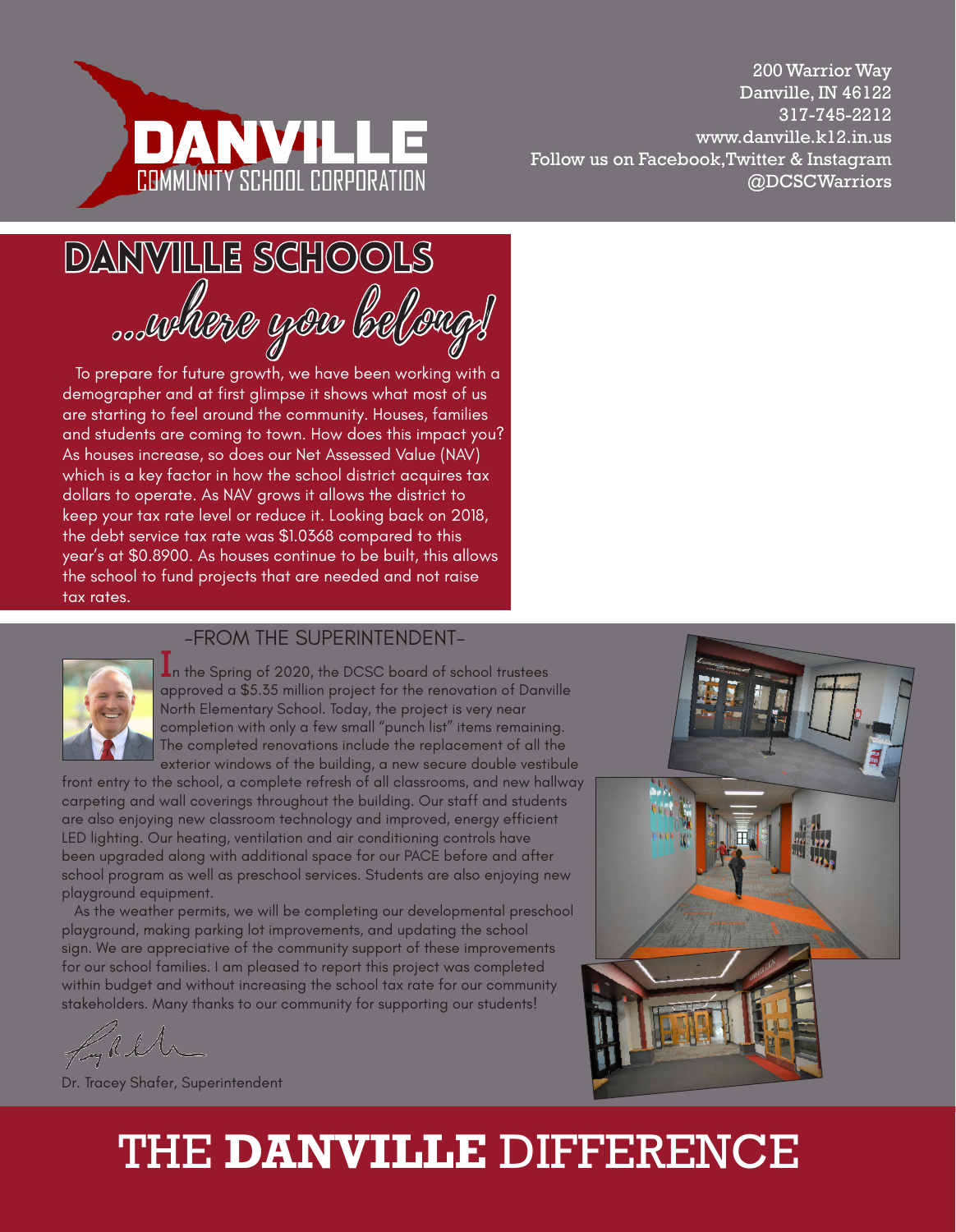DANVILLE
COMMUNITY SCHOOL CORPORATION

200 Warrior Way
Danville, IN 46122
317-745-2212
www.danville.k12.in.us
Follow us on Facebook,Twitter & Instagram
@DCSCWarriors

# DANVILLE SCHOOLS

## ...where you belong!

To prepare for future growth, we have been working with a demographer and at first glimpse it shows what most of us are starting to feel around the community. Houses, families and students are coming to town. How does this impact you? As houses increase, so does our Net Assessed Value (NAV) which is a key factor in how the school district acquires tax dollars to operate. As NAV grows it allows the district to keep your tax rate level or reduce it. Looking back on 2018, the debt service tax rate was $1.0368 compared to this year's at $0.8900. As houses continue to be built, this allows the school to fund projects that are needed and not raise tax rates.

## -FROM THE SUPERINTENDENT-

In the Spring of 2020, the DCSC board of school trustees approved a $5.35 million project for the renovation of Danville North Elementary School. Today, the project is very near completion with only a few small "punch list" items remaining. The completed renovations include the replacement of all the exterior windows of the building, a new secure double vestibule front entry to the school, a complete refresh of all classrooms, and new hallway carpeting and wall coverings throughout the building. Our staff and students are also enjoying new classroom technology and improved, energy efficient LED lighting. Our heating, ventilation and air conditioning controls have been upgraded along with additional space for our PACE before and after school program as well as preschool services. Students are also enjoying new playground equipment.

As the weather permits, we will be completing our developmental preschool playground, making parking lot improvements, and updating the school sign. We are appreciative of the community support of these improvements for our school families. I am pleased to report this project was completed within budget and without increasing the school tax rate for our community stakeholders. Many thanks to our community for supporting our students!

Dr. Tracey Shafer, Superintendent

# THE **DANVILLE** DIFFERENCE